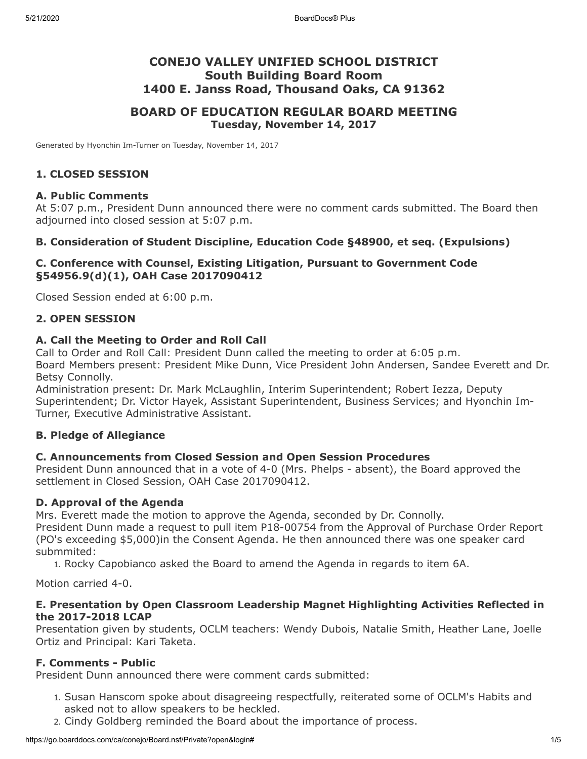# CONEJO VALLEY UNIFIED SCHOOL DISTRICT
# South Building Board Room
# 1400 E. Janss Road, Thousand Oaks, CA 91362

## BOARD OF EDUCATION REGULAR BOARD MEETING
### Tuesday, November 14, 2017

Generated by Hyonchin Im-Turner on Tuesday, November 14, 2017

### 1. CLOSED SESSION

#### A. Public Comments

At 5:07 p.m., President Dunn announced there were no comment cards submitted. The Board then adjourned into closed session at 5:07 p.m.

#### B. Consideration of Student Discipline, Education Code §48900, et seq. (Expulsions)

#### C. Conference with Counsel, Existing Litigation, Pursuant to Government Code §54956.9(d)(1), OAH Case 2017090412

Closed Session ended at 6:00 p.m.

### 2. OPEN SESSION

#### A. Call the Meeting to Order and Roll Call

Call to Order and Roll Call: President Dunn called the meeting to order at 6:05 p.m.
Board Members present: President Mike Dunn, Vice President John Andersen, Sandee Everett and Dr. Betsy Connolly.
Administration present: Dr. Mark McLaughlin, Interim Superintendent; Robert Iezza, Deputy Superintendent; Dr. Victor Hayek, Assistant Superintendent, Business Services; and Hyonchin Im-Turner, Executive Administrative Assistant.

#### B. Pledge of Allegiance

#### C. Announcements from Closed Session and Open Session Procedures

President Dunn announced that in a vote of 4-0 (Mrs. Phelps - absent), the Board approved the settlement in Closed Session, OAH Case 2017090412.

#### D. Approval of the Agenda

Mrs. Everett made the motion to approve the Agenda, seconded by Dr. Connolly.
President Dunn made a request to pull item P18-00754 from the Approval of Purchase Order Report (PO's exceeding $5,000)in the Consent Agenda. He then announced there was one speaker card submmited:

1. Rocky Capobianco asked the Board to amend the Agenda in regards to item 6A.

Motion carried 4-0.

#### E. Presentation by Open Classroom Leadership Magnet Highlighting Activities Reflected in the 2017-2018 LCAP

Presentation given by students, OCLM teachers: Wendy Dubois, Natalie Smith, Heather Lane, Joelle Ortiz and Principal: Kari Taketa.

#### F. Comments - Public

President Dunn announced there were comment cards submitted:

1. Susan Hanscom spoke about disagreeing respectfully, reiterated some of OCLM's Habits and asked not to allow speakers to be heckled.
2. Cindy Goldberg reminded the Board about the importance of process.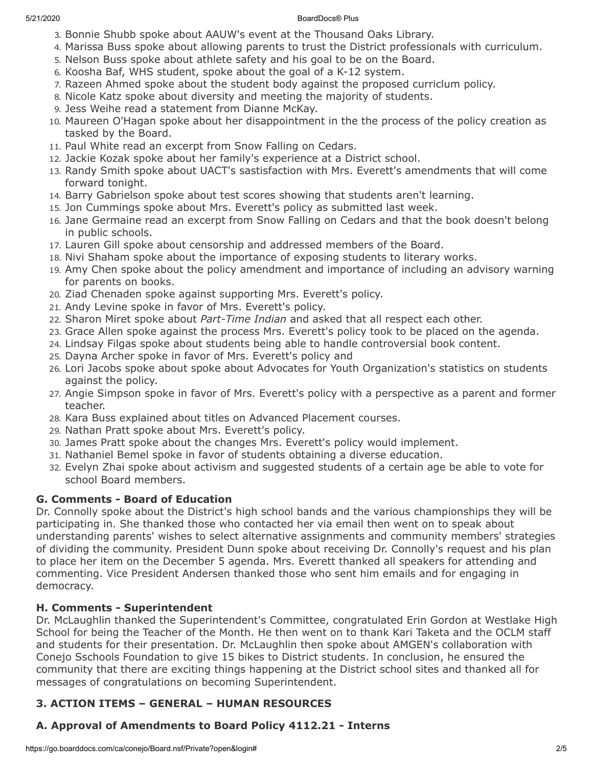3. Bonnie Shubb spoke about AAUW's event at the Thousand Oaks Library.
4. Marissa Buss spoke about allowing parents to trust the District professionals with curriculum.
5. Nelson Buss spoke about athlete safety and his goal to be on the Board.
6. Koosha Baf, WHS student, spoke about the goal of a K-12 system.
7. Razeen Ahmed spoke about the student body against the proposed curriclum policy.
8. Nicole Katz spoke about diversity and meeting the majority of students.
9. Jess Weihe read a statement from Dianne McKay.
10. Maureen O'Hagan spoke about her disappointment in the the process of the policy creation as tasked by the Board.
11. Paul White read an excerpt from Snow Falling on Cedars.
12. Jackie Kozak spoke about her family's experience at a District school.
13. Randy Smith spoke about UACT's sastisfaction with Mrs. Everett's amendments that will come forward tonight.
14. Barry Gabrielson spoke about test scores showing that students aren't learning.
15. Jon Cummings spoke about Mrs. Everett's policy as submitted last week.
16. Jane Germaine read an excerpt from Snow Falling on Cedars and that the book doesn't belong in public schools.
17. Lauren Gill spoke about censorship and addressed members of the Board.
18. Nivi Shaham spoke about the importance of exposing students to literary works.
19. Amy Chen spoke about the policy amendment and importance of including an advisory warning for parents on books.
20. Ziad Chenaden spoke against supporting Mrs. Everett's policy.
21. Andy Levine spoke in favor of Mrs. Everett's policy.
22. Sharon Miret spoke about *Part-Time Indian* and asked that all respect each other.
23. Grace Allen spoke against the process Mrs. Everett's policy took to be placed on the agenda.
24. Lindsay Filgas spoke about students being able to handle controversial book content.
25. Dayna Archer spoke in favor of Mrs. Everett's policy and
26. Lori Jacobs spoke about spoke about Advocates for Youth Organization's statistics on students against the policy.
27. Angie Simpson spoke in favor of Mrs. Everett's policy with a perspective as a parent and former teacher.
28. Kara Buss explained about titles on Advanced Placement courses.
29. Nathan Pratt spoke about Mrs. Everett's policy.
30. James Pratt spoke about the changes Mrs. Everett's policy would implement.
31. Nathaniel Bemel spoke in favor of students obtaining a diverse education.
32. Evelyn Zhai spoke about activism and suggested students of a certain age be able to vote for school Board members.

### G. Comments - Board of Education

Dr. Connolly spoke about the District's high school bands and the various championships they will be participating in. She thanked those who contacted her via email then went on to speak about understanding parents' wishes to select alternative assignments and community members' strategies of dividing the community. President Dunn spoke about receiving Dr. Connolly's request and his plan to place her item on the December 5 agenda. Mrs. Everett thanked all speakers for attending and commenting. Vice President Andersen thanked those who sent him emails and for engaging in democracy.

### H. Comments - Superintendent

Dr. McLaughlin thanked the Superintendent's Committee, congratulated Erin Gordon at Westlake High School for being the Teacher of the Month. He then went on to thank Kari Taketa and the OCLM staff and students for their presentation. Dr. McLaughlin then spoke about AMGEN's collaboration with Conejo Sschools Foundation to give 15 bikes to District students. In conclusion, he ensured the community that there are exciting things happening at the District school sites and thanked all for messages of congratulations on becoming Superintendent.

## 3. ACTION ITEMS – GENERAL – HUMAN RESOURCES

### A. Approval of Amendments to Board Policy 4112.21 - Interns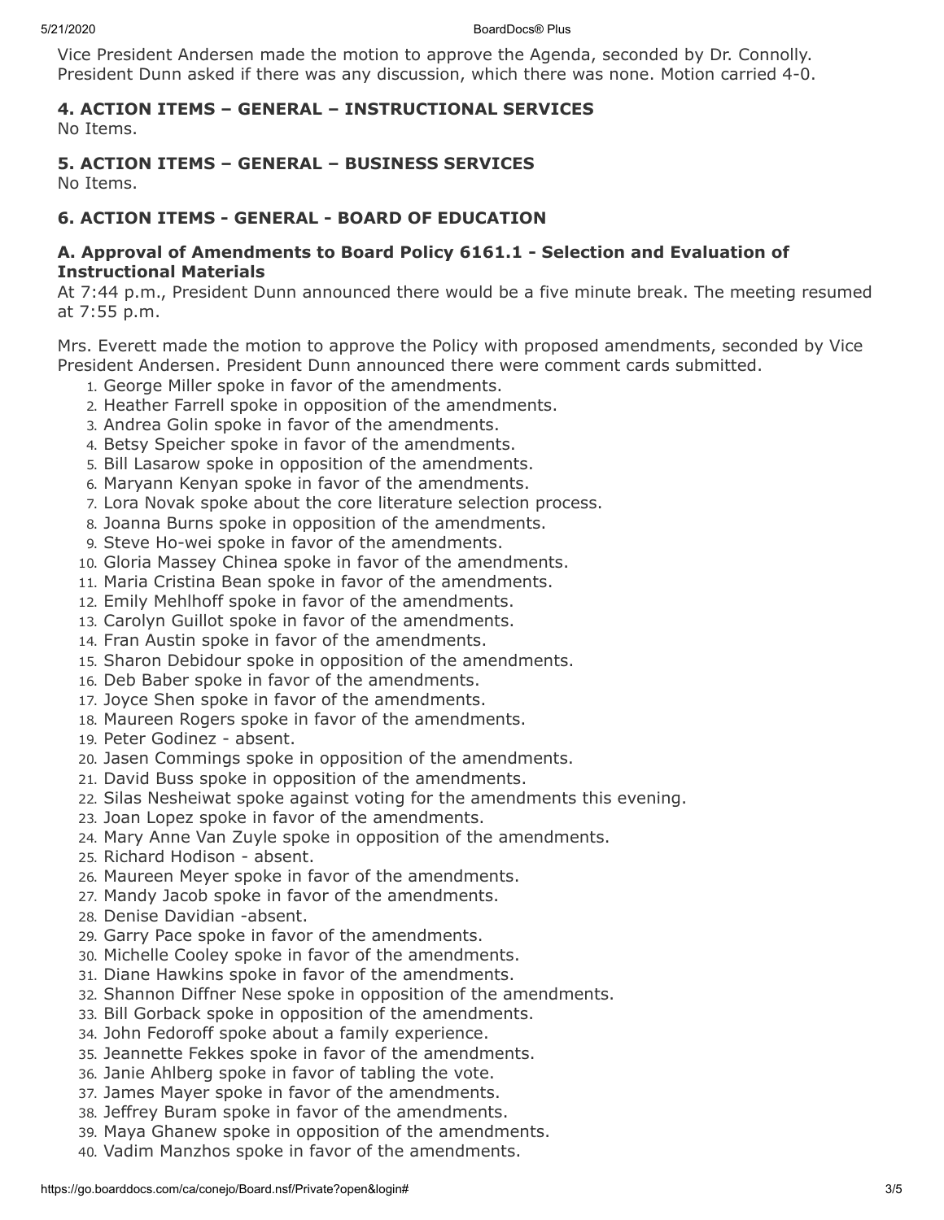Vice President Andersen made the motion to approve the Agenda, seconded by Dr. Connolly. President Dunn asked if there was any discussion, which there was none. Motion carried 4-0.

### 4. ACTION ITEMS – GENERAL – INSTRUCTIONAL SERVICES

No Items.

### 5. ACTION ITEMS – GENERAL – BUSINESS SERVICES

No Items.

### 6. ACTION ITEMS - GENERAL - BOARD OF EDUCATION

#### A. Approval of Amendments to Board Policy 6161.1 - Selection and Evaluation of Instructional Materials

At 7:44 p.m., President Dunn announced there would be a five minute break. The meeting resumed at 7:55 p.m.

Mrs. Everett made the motion to approve the Policy with proposed amendments, seconded by Vice President Andersen. President Dunn announced there were comment cards submitted.

1. George Miller spoke in favor of the amendments.
2. Heather Farrell spoke in opposition of the amendments.
3. Andrea Golin spoke in favor of the amendments.
4. Betsy Speicher spoke in favor of the amendments.
5. Bill Lasarow spoke in opposition of the amendments.
6. Maryann Kenyan spoke in favor of the amendments.
7. Lora Novak spoke about the core literature selection process.
8. Joanna Burns spoke in opposition of the amendments.
9. Steve Ho-wei spoke in favor of the amendments.
10. Gloria Massey Chinea spoke in favor of the amendments.
11. Maria Cristina Bean spoke in favor of the amendments.
12. Emily Mehlhoff spoke in favor of the amendments.
13. Carolyn Guillot spoke in favor of the amendments.
14. Fran Austin spoke in favor of the amendments.
15. Sharon Debidour spoke in opposition of the amendments.
16. Deb Baber spoke in favor of the amendments.
17. Joyce Shen spoke in favor of the amendments.
18. Maureen Rogers spoke in favor of the amendments.
19. Peter Godinez - absent.
20. Jasen Commings spoke in opposition of the amendments.
21. David Buss spoke in opposition of the amendments.
22. Silas Nesheiwat spoke against voting for the amendments this evening.
23. Joan Lopez spoke in favor of the amendments.
24. Mary Anne Van Zuyle spoke in opposition of the amendments.
25. Richard Hodison - absent.
26. Maureen Meyer spoke in favor of the amendments.
27. Mandy Jacob spoke in favor of the amendments.
28. Denise Davidian -absent.
29. Garry Pace spoke in favor of the amendments.
30. Michelle Cooley spoke in favor of the amendments.
31. Diane Hawkins spoke in favor of the amendments.
32. Shannon Diffner Nese spoke in opposition of the amendments.
33. Bill Gorback spoke in opposition of the amendments.
34. John Fedoroff spoke about a family experience.
35. Jeannette Fekkes spoke in favor of the amendments.
36. Janie Ahlberg spoke in favor of tabling the vote.
37. James Mayer spoke in favor of the amendments.
38. Jeffrey Buram spoke in favor of the amendments.
39. Maya Ghanew spoke in opposition of the amendments.
40. Vadim Manzhos spoke in favor of the amendments.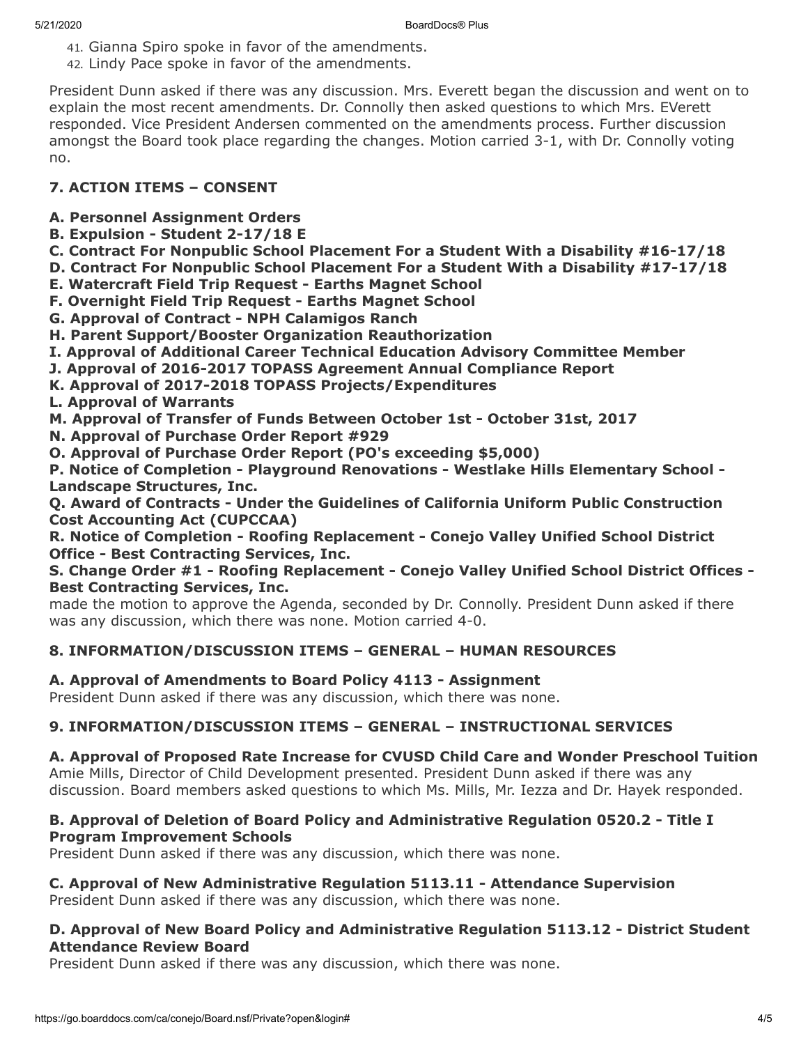41. Gianna Spiro spoke in favor of the amendments.
42. Lindy Pace spoke in favor of the amendments.

President Dunn asked if there was any discussion. Mrs. Everett began the discussion and went on to explain the most recent amendments. Dr. Connolly then asked questions to which Mrs. EVerett responded. Vice President Andersen commented on the amendments process. Further discussion amongst the Board took place regarding the changes. Motion carried 3-1, with Dr. Connolly voting no.

### 7. ACTION ITEMS – CONSENT

**A. Personnel Assignment Orders**
**B. Expulsion - Student 2-17/18 E**
**C. Contract For Nonpublic School Placement For a Student With a Disability #16-17/18**
**D. Contract For Nonpublic School Placement For a Student With a Disability #17-17/18**
**E. Watercraft Field Trip Request - Earths Magnet School**
**F. Overnight Field Trip Request - Earths Magnet School**
**G. Approval of Contract - NPH Calamigos Ranch**
**H. Parent Support/Booster Organization Reauthorization**
**I. Approval of Additional Career Technical Education Advisory Committee Member**
**J. Approval of 2016-2017 TOPASS Agreement Annual Compliance Report**
**K. Approval of 2017-2018 TOPASS Projects/Expenditures**
**L. Approval of Warrants**
**M. Approval of Transfer of Funds Between October 1st - October 31st, 2017**
**N. Approval of Purchase Order Report #929**
**O. Approval of Purchase Order Report (PO's exceeding $5,000)**
**P. Notice of Completion - Playground Renovations - Westlake Hills Elementary School - Landscape Structures, Inc.**
**Q. Award of Contracts - Under the Guidelines of California Uniform Public Construction Cost Accounting Act (CUPCCAA)**
**R. Notice of Completion - Roofing Replacement - Conejo Valley Unified School District Office - Best Contracting Services, Inc.**
**S. Change Order #1 - Roofing Replacement - Conejo Valley Unified School District Offices - Best Contracting Services, Inc.**

made the motion to approve the Agenda, seconded by Dr. Connolly. President Dunn asked if there was any discussion, which there was none. Motion carried 4-0.

### 8. INFORMATION/DISCUSSION ITEMS – GENERAL – HUMAN RESOURCES

**A. Approval of Amendments to Board Policy 4113 - Assignment**

President Dunn asked if there was any discussion, which there was none.

### 9. INFORMATION/DISCUSSION ITEMS – GENERAL – INSTRUCTIONAL SERVICES

**A. Approval of Proposed Rate Increase for CVUSD Child Care and Wonder Preschool Tuition**

Amie Mills, Director of Child Development presented. President Dunn asked if there was any discussion. Board members asked questions to which Ms. Mills, Mr. Iezza and Dr. Hayek responded.

**B. Approval of Deletion of Board Policy and Administrative Regulation 0520.2 - Title I Program Improvement Schools**

President Dunn asked if there was any discussion, which there was none.

**C. Approval of New Administrative Regulation 5113.11 - Attendance Supervision**

President Dunn asked if there was any discussion, which there was none.

**D. Approval of New Board Policy and Administrative Regulation 5113.12 - District Student Attendance Review Board**

President Dunn asked if there was any discussion, which there was none.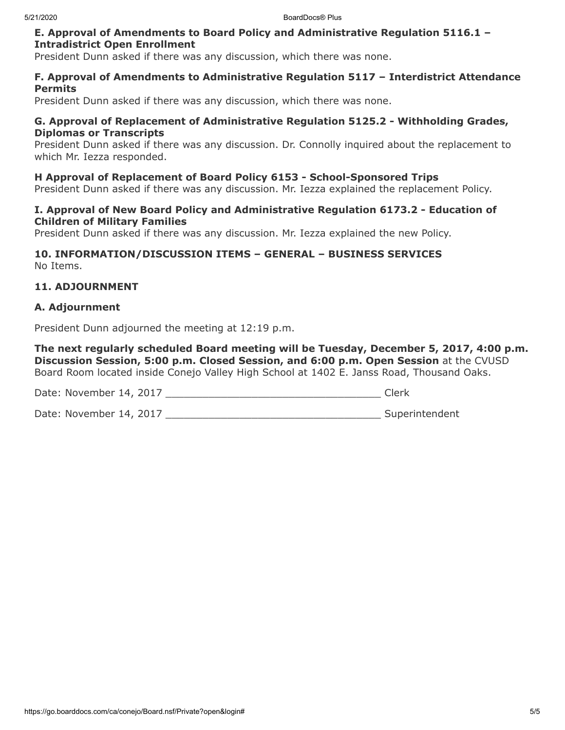**E. Approval of Amendments to Board Policy and Administrative Regulation 5116.1 – Intradistrict Open Enrollment**

President Dunn asked if there was any discussion, which there was none.

**F. Approval of Amendments to Administrative Regulation 5117 – Interdistrict Attendance Permits**

President Dunn asked if there was any discussion, which there was none.

**G. Approval of Replacement of Administrative Regulation 5125.2 - Withholding Grades, Diplomas or Transcripts**

President Dunn asked if there was any discussion. Dr. Connolly inquired about the replacement to which Mr. Iezza responded.

**H Approval of Replacement of Board Policy 6153 - School-Sponsored Trips**

President Dunn asked if there was any discussion. Mr. Iezza explained the replacement Policy.

**I. Approval of New Board Policy and Administrative Regulation 6173.2 - Education of Children of Military Families**

President Dunn asked if there was any discussion. Mr. Iezza explained the new Policy.

## 10. INFORMATION/DISCUSSION ITEMS – GENERAL – BUSINESS SERVICES

No Items.

## 11. ADJOURNMENT

### A. Adjournment

President Dunn adjourned the meeting at 12:19 p.m.

**The next regularly scheduled Board meeting will be Tuesday, December 5, 2017, 4:00 p.m. Discussion Session, 5:00 p.m. Closed Session, and 6:00 p.m. Open Session** at the CVUSD Board Room located inside Conejo Valley High School at 1402 E. Janss Road, Thousand Oaks.

Date: November 14, 2017 ___________________________________ Clerk

Date: November 14, 2017 ___________________________________ Superintendent